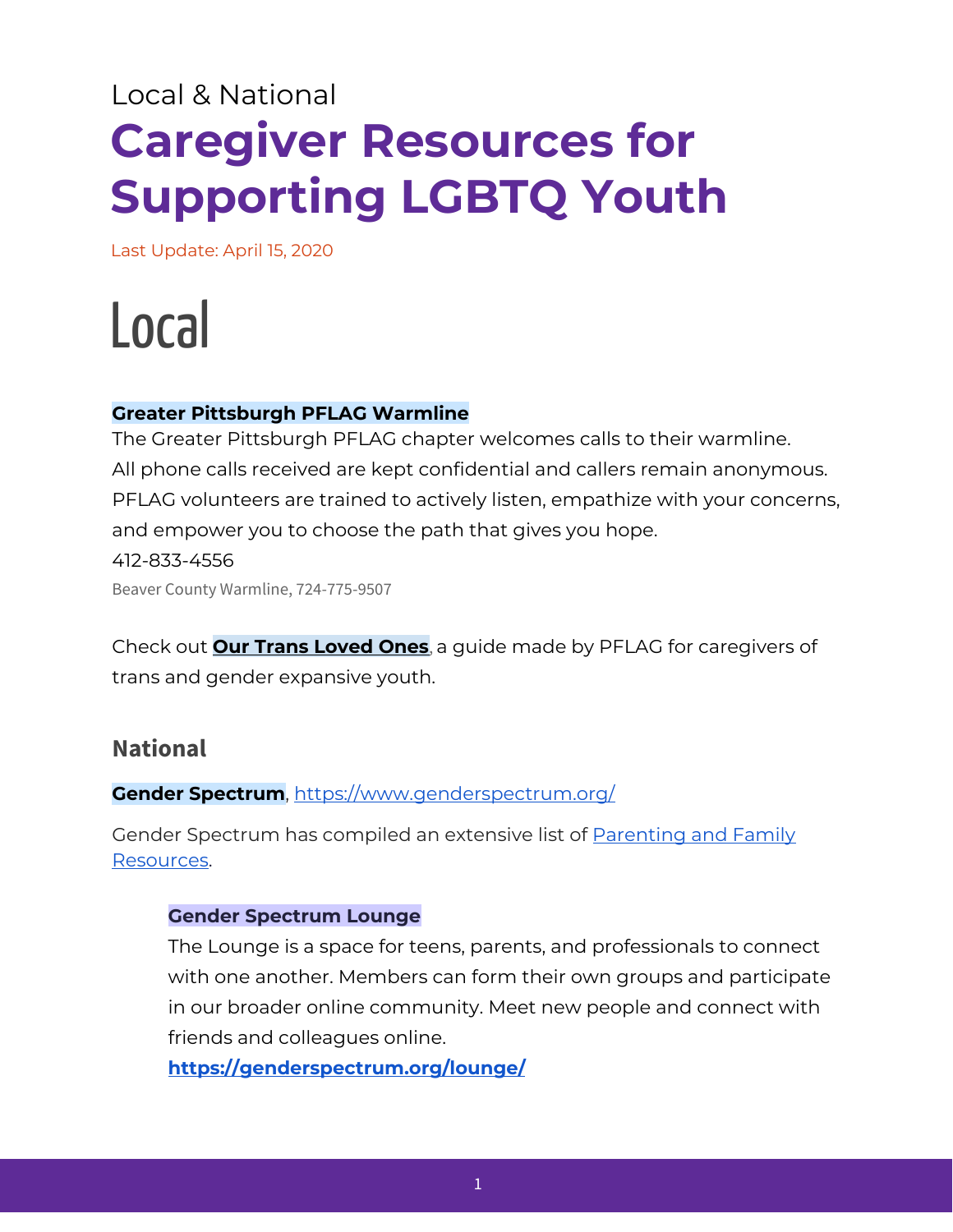Local & National

# Caregiver Resources for Supporting LGBTQ Youth

Last Update: April 15, 2020

# Local

**Greater Pittsburgh PFLAG Warmline**

The Greater Pittsburgh PFLAG chapter welcomes calls to their warmline. All phone calls received are kept confidential and callers remain anonymous. PFLAG volunteers are trained to actively listen, empathize with your concerns, and empower you to choose the path that gives you hope.

412-833-4556

Beaver County Warmline, 724-775-9507

Check out **Our Trans Loved Ones**, a guide made by PFLAG for caregivers of trans and gender expansive youth.

## National

**Gender Spectrum**, https://www.genderspectrum.org/

Gender Spectrum has compiled an extensive list of Parenting and Family Resources.

**Gender Spectrum Lounge**

The Lounge is a space for teens, parents, and professionals to connect with one another. Members can form their own groups and participate in our broader online community. Meet new people and connect with friends and colleagues online.

**https://genderspectrum.org/lounge/**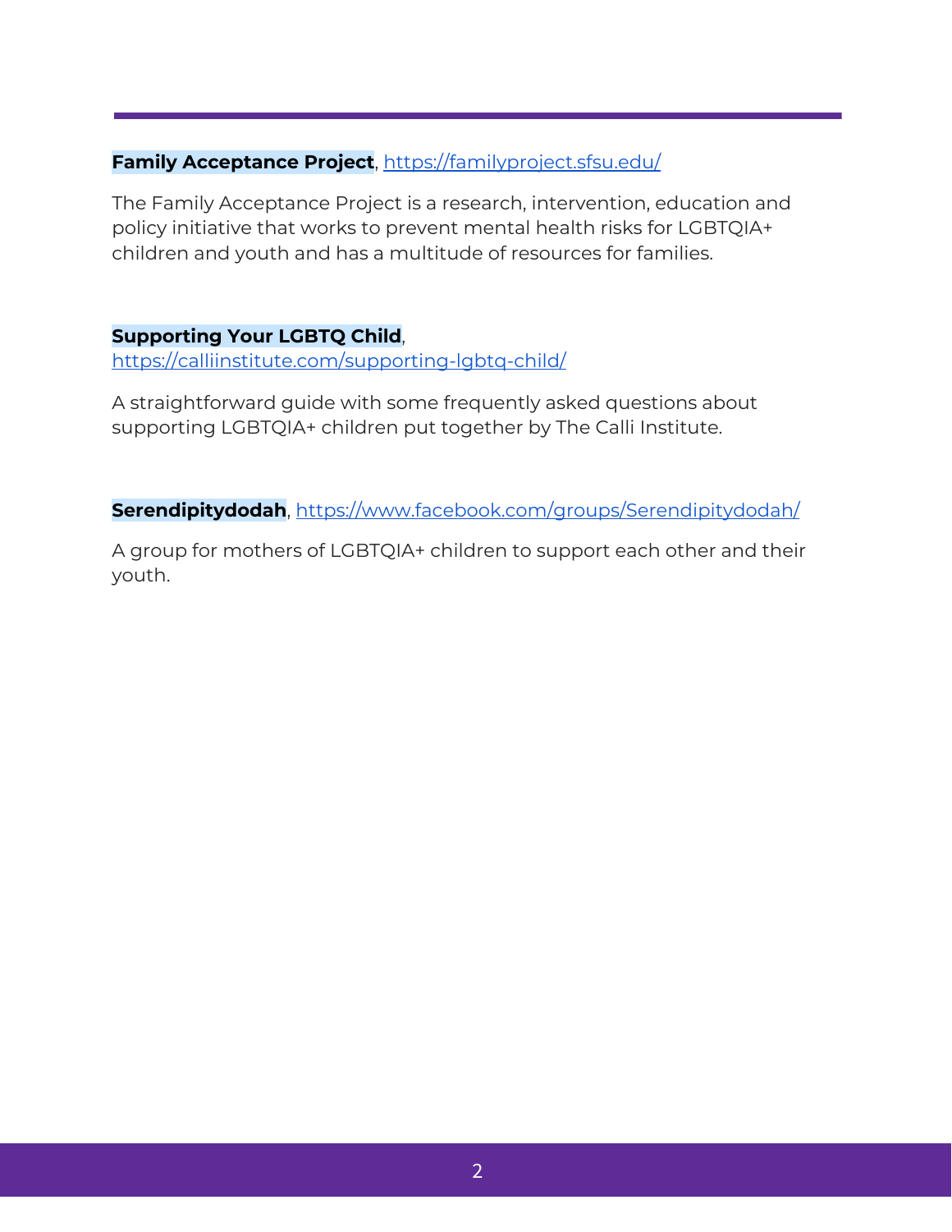**Family Acceptance Project**, https://familyproject.sfsu.edu/

The Family Acceptance Project is a research, intervention, education and policy initiative that works to prevent mental health risks for LGBTQIA+ children and youth and has a multitude of resources for families.

**Supporting Your LGBTQ Child**, https://calliinstitute.com/supporting-lgbtq-child/

A straightforward guide with some frequently asked questions about supporting LGBTQIA+ children put together by The Calli Institute.

**Serendipitydodah**, https://www.facebook.com/groups/Serendipitydodah/

A group for mothers of LGBTQIA+ children to support each other and their youth.